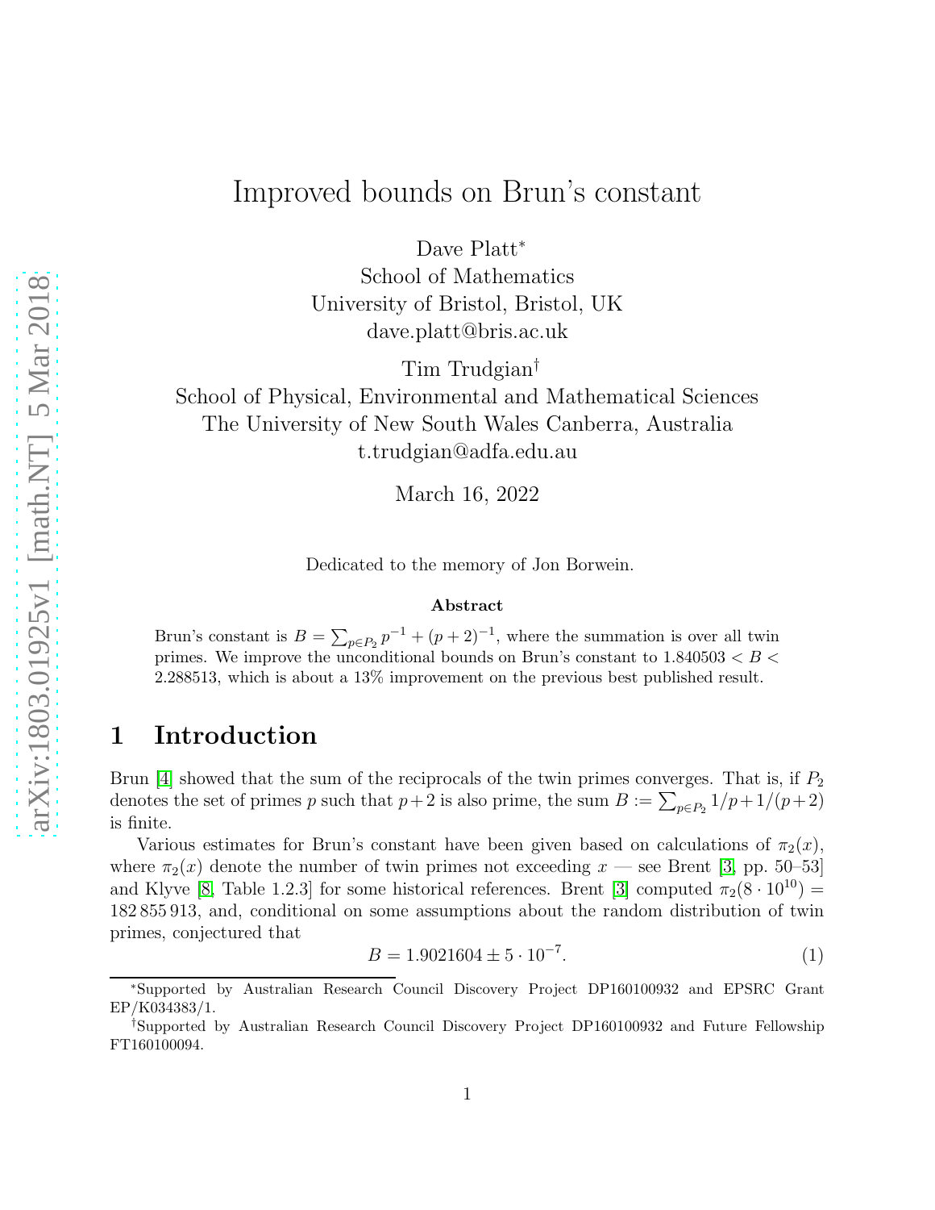# Improved bounds on Brun's constant

Dave Platt[*]
School of Mathematics
University of Bristol, Bristol, UK
dave.platt@bris.ac.uk

Tim Trudgian[†]
School of Physical, Environmental and Mathematical Sciences
The University of New South Wales Canberra, Australia
t.trudgian@adfa.edu.au

March 16, 2022

Dedicated to the memory of Jon Borwein.

**Abstract**

Brun's constant is $B = \sum_{p \in P_2} p^{-1} + (p+2)^{-1}$, where the summation is over all twin primes. We improve the unconditional bounds on Brun's constant to $1.840503 < B < 2.288513$, which is about a 13% improvement on the previous best published result.

## 1 Introduction

Brun [4] showed that the sum of the reciprocals of the twin primes converges. That is, if $P_2$ denotes the set of primes $p$ such that $p+2$ is also prime, the sum $B := \sum_{p \in P_2} 1/p + 1/(p+2)$ is finite.

Various estimates for Brun's constant have been given based on calculations of $\pi_2(x)$, where $\pi_2(x)$ denote the number of twin primes not exceeding $x$ — see Brent [3, pp. 50–53] and Klyve [8, Table 1.2.3] for some historical references. Brent [3] computed $\pi_2(8 \cdot 10^{10}) = 182\,855\,913$, and, conditional on some assumptions about the random distribution of twin primes, conjectured that

$$B = 1.9021604 \pm 5 \cdot 10^{-7}. \tag{1}$$

[*]Supported by Australian Research Council Discovery Project DP160100932 and EPSRC Grant EP/K034383/1.

[†]Supported by Australian Research Council Discovery Project DP160100932 and Future Fellowship FT160100094.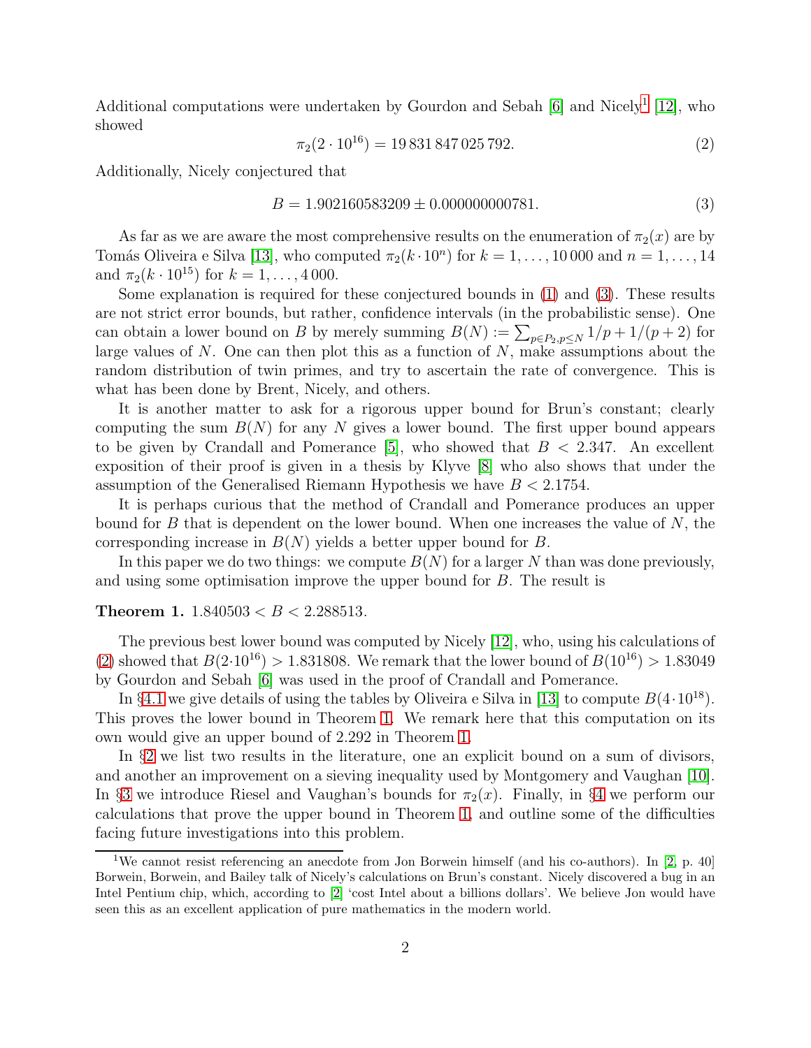Additional computations were undertaken by Gourdon and Sebah [6] and Nicely[1] [12], who showed

$$\pi_2(2 \cdot 10^{16}) = 19\,831\,847\,025\,792. \tag{2}$$

Additionally, Nicely conjectured that

$$B = 1.902160583209 \pm 0.000000000781. \tag{3}$$

As far as we are aware the most comprehensive results on the enumeration of $\pi_2(x)$ are by Tomás Oliveira e Silva [13], who computed $\pi_2(k \cdot 10^n)$ for $k = 1, \ldots, 10\,000$ and $n = 1, \ldots, 14$ and $\pi_2(k \cdot 10^{15})$ for $k = 1, \ldots, 4\,000$.

Some explanation is required for these conjectured bounds in (1) and (3). These results are not strict error bounds, but rather, confidence intervals (in the probabilistic sense). One can obtain a lower bound on $B$ by merely summing $B(N) := \sum_{p \in P_2, p \le N} 1/p + 1/(p+2)$ for large values of $N$. One can then plot this as a function of $N$, make assumptions about the random distribution of twin primes, and try to ascertain the rate of convergence. This is what has been done by Brent, Nicely, and others.

It is another matter to ask for a rigorous upper bound for Brun's constant; clearly computing the sum $B(N)$ for any $N$ gives a lower bound. The first upper bound appears to be given by Crandall and Pomerance [5], who showed that $B < 2.347$. An excellent exposition of their proof is given in a thesis by Klyve [8] who also shows that under the assumption of the Generalised Riemann Hypothesis we have $B < 2.1754$.

It is perhaps curious that the method of Crandall and Pomerance produces an upper bound for $B$ that is dependent on the lower bound. When one increases the value of $N$, the corresponding increase in $B(N)$ yields a better upper bound for $B$.

In this paper we do two things: we compute $B(N)$ for a larger $N$ than was done previously, and using some optimisation improve the upper bound for $B$. The result is

**Theorem 1.** *$1.840503 < B < 2.288513$.*

The previous best lower bound was computed by Nicely [12], who, using his calculations of (2) showed that $B(2 \cdot 10^{16}) > 1.831808$. We remark that the lower bound of $B(10^{16}) > 1.83049$ by Gourdon and Sebah [6] was used in the proof of Crandall and Pomerance.

In §4.1 we give details of using the tables by Oliveira e Silva in [13] to compute $B(4 \cdot 10^{18})$. This proves the lower bound in Theorem 1. We remark here that this computation on its own would give an upper bound of 2.292 in Theorem 1.

In §2 we list two results in the literature, one an explicit bound on a sum of divisors, and another an improvement on a sieving inequality used by Montgomery and Vaughan [10]. In §3 we introduce Riesel and Vaughan's bounds for $\pi_2(x)$. Finally, in §4 we perform our calculations that prove the upper bound in Theorem 1, and outline some of the difficulties facing future investigations into this problem.

---

[1] We cannot resist referencing an anecdote from Jon Borwein himself (and his co-authors). In [2, p. 40] Borwein, Borwein, and Bailey talk of Nicely's calculations on Brun's constant. Nicely discovered a bug in an Intel Pentium chip, which, according to [2] 'cost Intel about a billions dollars'. We believe Jon would have seen this as an excellent application of pure mathematics in the modern world.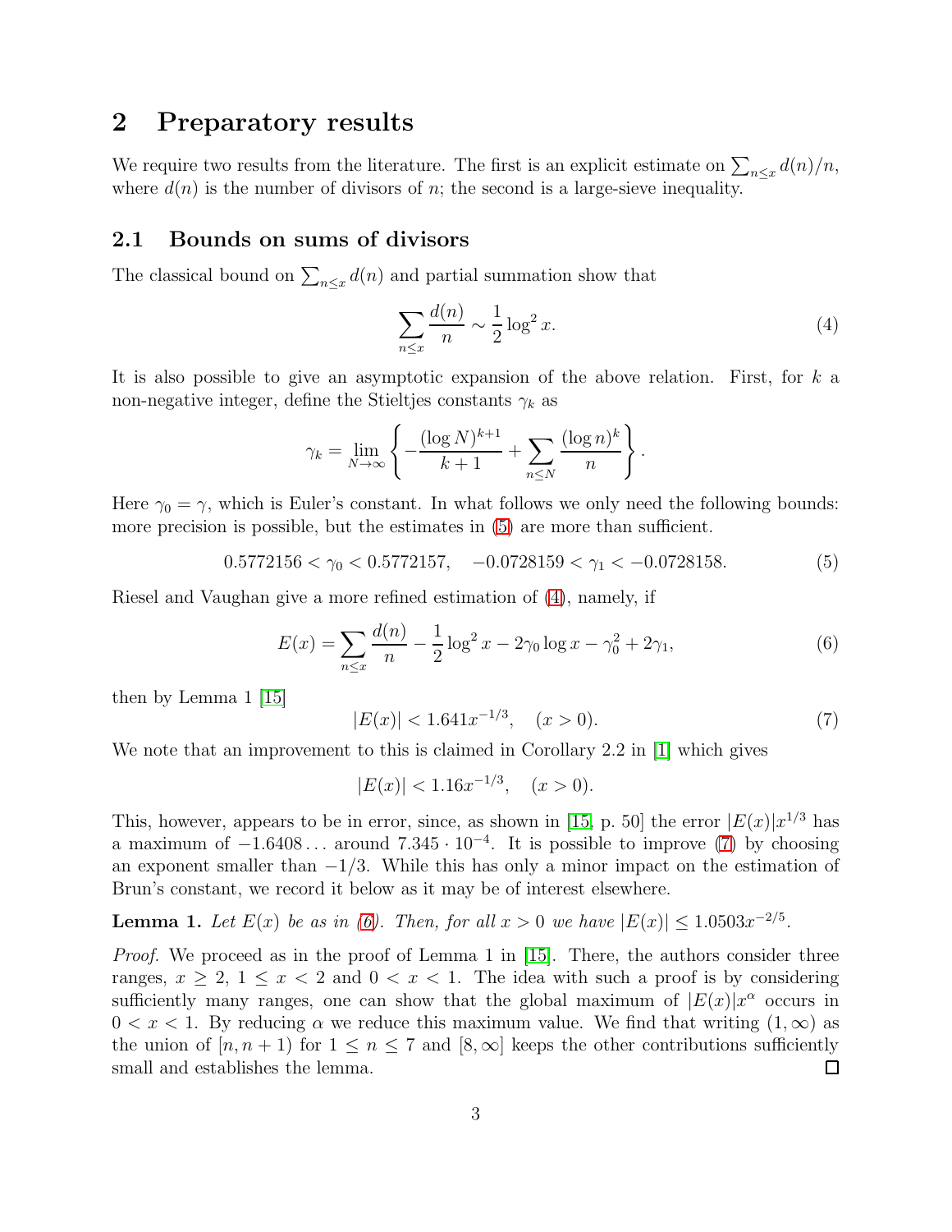## 2 Preparatory results

We require two results from the literature. The first is an explicit estimate on $\sum_{n\le x} d(n)/n$, where $d(n)$ is the number of divisors of $n$; the second is a large-sieve inequality.

### 2.1 Bounds on sums of divisors

The classical bound on $\sum_{n\le x} d(n)$ and partial summation show that

$$\sum_{n\le x}\frac{d(n)}{n} \sim \frac{1}{2}\log^2 x. \tag{4}$$

It is also possible to give an asymptotic expansion of the above relation. First, for $k$ a non-negative integer, define the Stieltjes constants $\gamma_k$ as

$$\gamma_k = \lim_{N\to\infty}\left\{-\frac{(\log N)^{k+1}}{k+1} + \sum_{n\le N}\frac{(\log n)^k}{n}\right\}.$$

Here $\gamma_0 = \gamma$, which is Euler's constant. In what follows we only need the following bounds: more precision is possible, but the estimates in (5) are more than sufficient.

$$0.5772156 < \gamma_0 < 0.5772157, \quad -0.0728159 < \gamma_1 < -0.0728158. \tag{5}$$

Riesel and Vaughan give a more refined estimation of (4), namely, if

$$E(x) = \sum_{n\le x}\frac{d(n)}{n} - \frac{1}{2}\log^2 x - 2\gamma_0\log x - \gamma_0^2 + 2\gamma_1, \tag{6}$$

then by Lemma 1 [15]

$$|E(x)| < 1.641x^{-1/3}, \quad (x>0). \tag{7}$$

We note that an improvement to this is claimed in Corollary 2.2 in [1] which gives

$$|E(x)| < 1.16x^{-1/3}, \quad (x>0).$$

This, however, appears to be in error, since, as shown in [15, p. 50] the error $|E(x)|x^{1/3}$ has a maximum of $-1.6408\ldots$ around $7.345\cdot 10^{-4}$. It is possible to improve (7) by choosing an exponent smaller than $-1/3$. While this has only a minor impact on the estimation of Brun's constant, we record it below as it may be of interest elsewhere.

**Lemma 1.** *Let $E(x)$ be as in (6). Then, for all $x>0$ we have $|E(x)| \le 1.0503x^{-2/5}$.*

*Proof.* We proceed as in the proof of Lemma 1 in [15]. There, the authors consider three ranges, $x\ge 2$, $1\le x<2$ and $0<x<1$. The idea with such a proof is by considering sufficiently many ranges, one can show that the global maximum of $|E(x)|x^{\alpha}$ occurs in $0<x<1$. By reducing $\alpha$ we reduce this maximum value. We find that writing $(1,\infty)$ as the union of $[n, n+1)$ for $1\le n\le 7$ and $[8,\infty]$ keeps the other contributions sufficiently small and establishes the lemma. □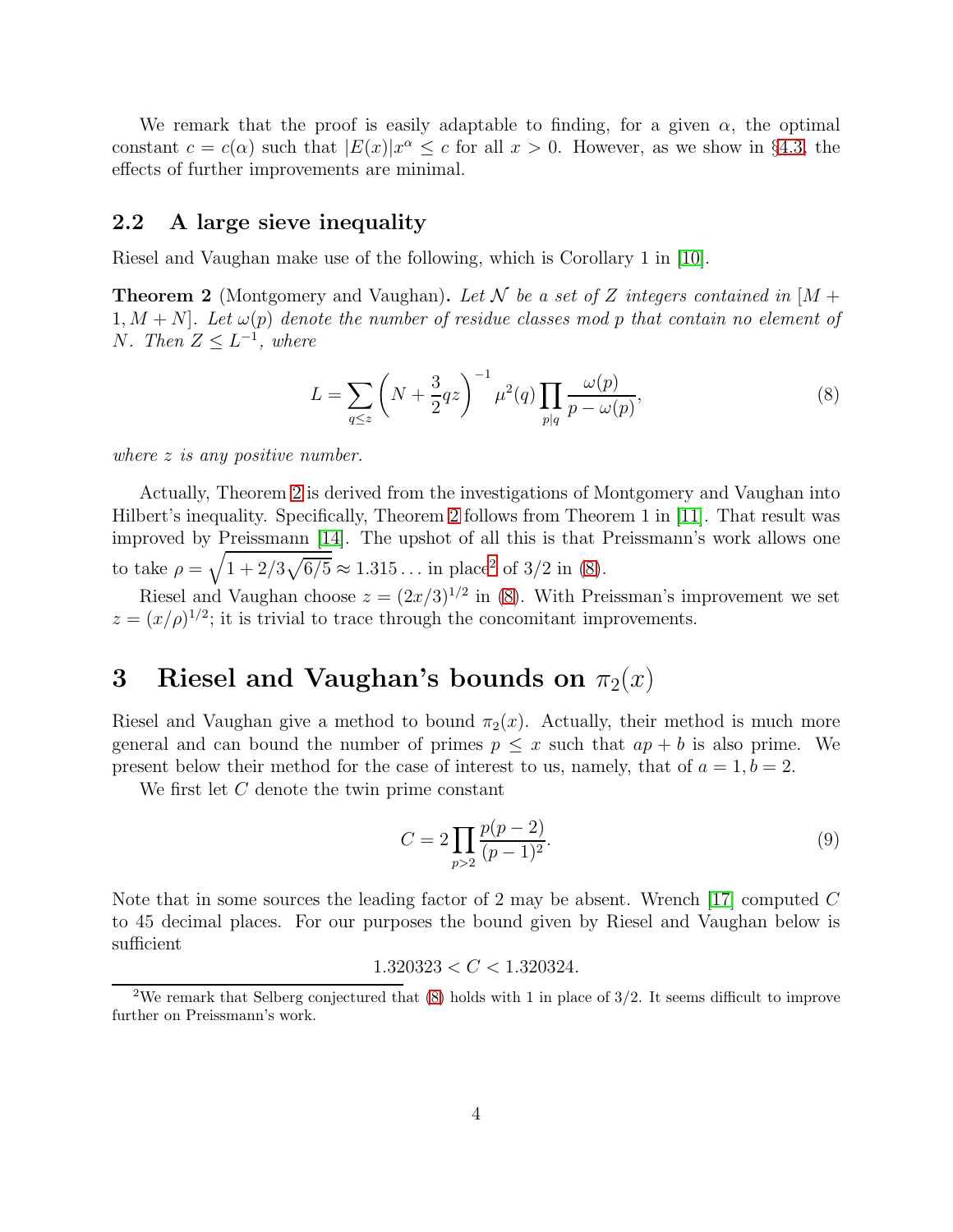We remark that the proof is easily adaptable to finding, for a given $\alpha$, the optimal constant $c = c(\alpha)$ such that $|E(x)|x^{\alpha} \le c$ for all $x > 0$. However, as we show in §4.3, the effects of further improvements are minimal.

## 2.2 A large sieve inequality

Riesel and Vaughan make use of the following, which is Corollary 1 in [10].

**Theorem 2** (Montgomery and Vaughan)**.** *Let $\mathcal{N}$ be a set of $Z$ integers contained in $[M+1, M+N]$. Let $\omega(p)$ denote the number of residue classes mod $p$ that contain no element of $N$. Then $Z \le L^{-1}$, where*

$$L = \sum_{q \le z} \left(N + \frac{3}{2}qz\right)^{-1} \mu^2(q) \prod_{p|q} \frac{\omega(p)}{p - \omega(p)}, \tag{8}$$

*where $z$ is any positive number.*

Actually, Theorem 2 is derived from the investigations of Montgomery and Vaughan into Hilbert's inequality. Specifically, Theorem 2 follows from Theorem 1 in [11]. That result was improved by Preissmann [14]. The upshot of all this is that Preissmann's work allows one to take $\rho = \sqrt{1 + 2/3\sqrt{6/5}} \approx 1.315\ldots$ in place[2] of $3/2$ in (8).

Riesel and Vaughan choose $z = (2x/3)^{1/2}$ in (8). With Preissman's improvement we set $z = (x/\rho)^{1/2}$; it is trivial to trace through the concomitant improvements.

# 3 Riesel and Vaughan's bounds on $\pi_2(x)$

Riesel and Vaughan give a method to bound $\pi_2(x)$. Actually, their method is much more general and can bound the number of primes $p \le x$ such that $ap + b$ is also prime. We present below their method for the case of interest to us, namely, that of $a = 1, b = 2$.

We first let $C$ denote the twin prime constant

$$C = 2 \prod_{p > 2} \frac{p(p-2)}{(p-1)^2}. \tag{9}$$

Note that in some sources the leading factor of 2 may be absent. Wrench [17] computed $C$ to 45 decimal places. For our purposes the bound given by Riesel and Vaughan below is sufficient

$$1.320323 < C < 1.320324.$$

[2] We remark that Selberg conjectured that (8) holds with 1 in place of $3/2$. It seems difficult to improve further on Preissmann's work.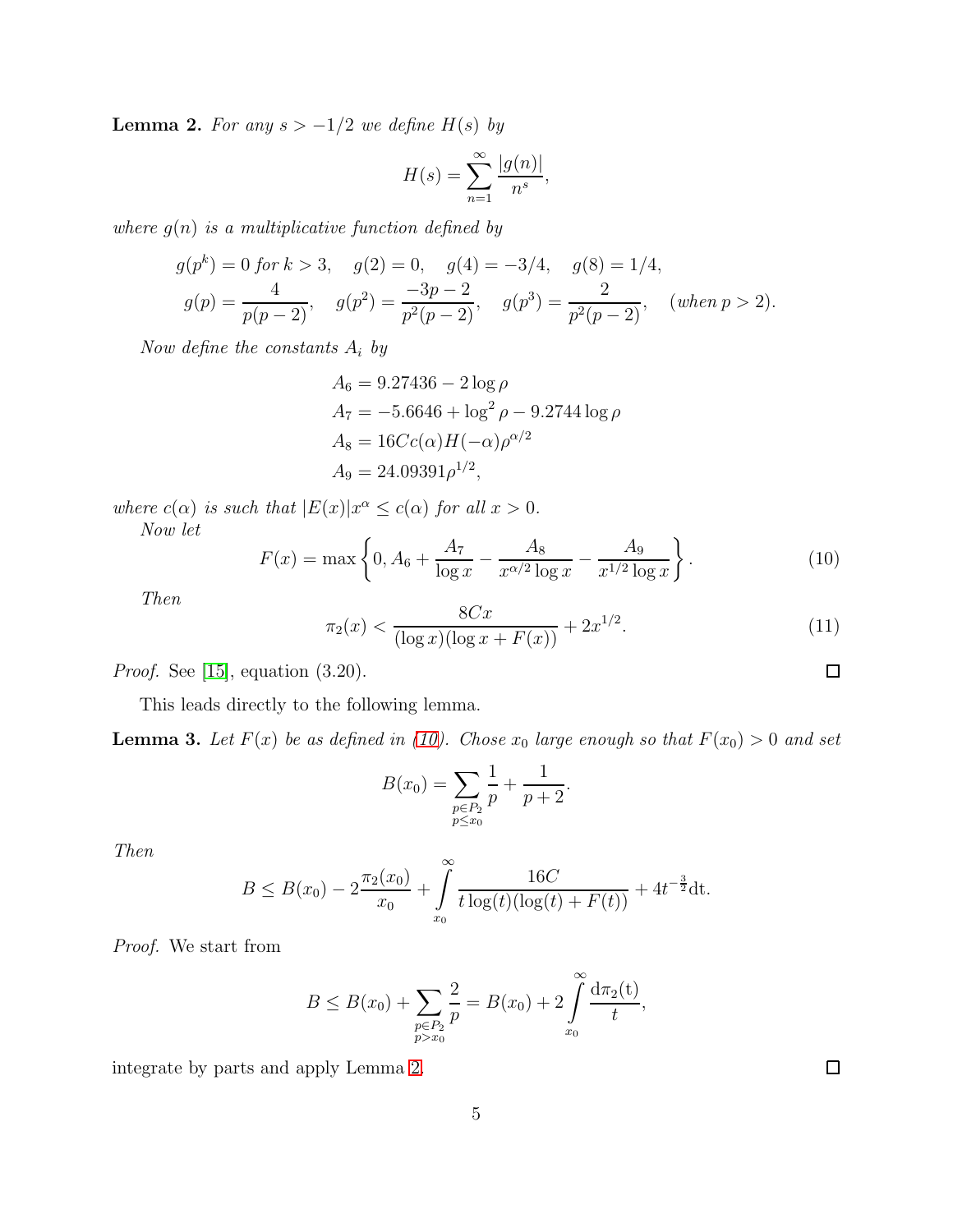**Lemma 2.** *For any $s > -1/2$ we define $H(s)$ by*

$$H(s) = \sum_{n=1}^{\infty} \frac{|g(n)|}{n^s},$$

*where $g(n)$ is a multiplicative function defined by*

$$g(p^k) = 0 \text{ for } k > 3, \quad g(2) = 0, \quad g(4) = -3/4, \quad g(8) = 1/4,$$
$$g(p) = \frac{4}{p(p-2)}, \quad g(p^2) = \frac{-3p-2}{p^2(p-2)}, \quad g(p^3) = \frac{2}{p^2(p-2)}, \quad (\text{when } p > 2).$$

*Now define the constants $A_i$ by*

$$A_6 = 9.27436 - 2\log\rho$$
$$A_7 = -5.6646 + \log^2\rho - 9.2744\log\rho$$
$$A_8 = 16Cc(\alpha)H(-\alpha)\rho^{\alpha/2}$$
$$A_9 = 24.09391\rho^{1/2},$$

*where $c(\alpha)$ is such that $|E(x)|x^\alpha \le c(\alpha)$ for all $x > 0$.*

*Now let*

$$F(x) = \max\left\{0, A_6 + \frac{A_7}{\log x} - \frac{A_8}{x^{\alpha/2}\log x} - \frac{A_9}{x^{1/2}\log x}\right\}. \tag{10}$$

*Then*

$$\pi_2(x) < \frac{8Cx}{(\log x)(\log x + F(x))} + 2x^{1/2}. \tag{11}$$

*Proof.* See [15], equation (3.20). $\square$

This leads directly to the following lemma.

**Lemma 3.** *Let $F(x)$ be as defined in (10). Chose $x_0$ large enough so that $F(x_0) > 0$ and set*

$$B(x_0) = \sum_{\substack{p \in P_2 \\ p \le x_0}} \frac{1}{p} + \frac{1}{p+2}.$$

*Then*

$$B \le B(x_0) - 2\frac{\pi_2(x_0)}{x_0} + \int_{x_0}^{\infty} \frac{16C}{t\log(t)(\log(t) + F(t))} + 4t^{-\frac{3}{2}}\mathrm{dt}.$$

*Proof.* We start from

$$B \le B(x_0) + \sum_{\substack{p \in P_2 \\ p > x_0}} \frac{2}{p} = B(x_0) + 2\int_{x_0}^{\infty} \frac{\mathrm{d}\pi_2(\mathrm{t})}{t},$$

integrate by parts and apply Lemma 2. $\square$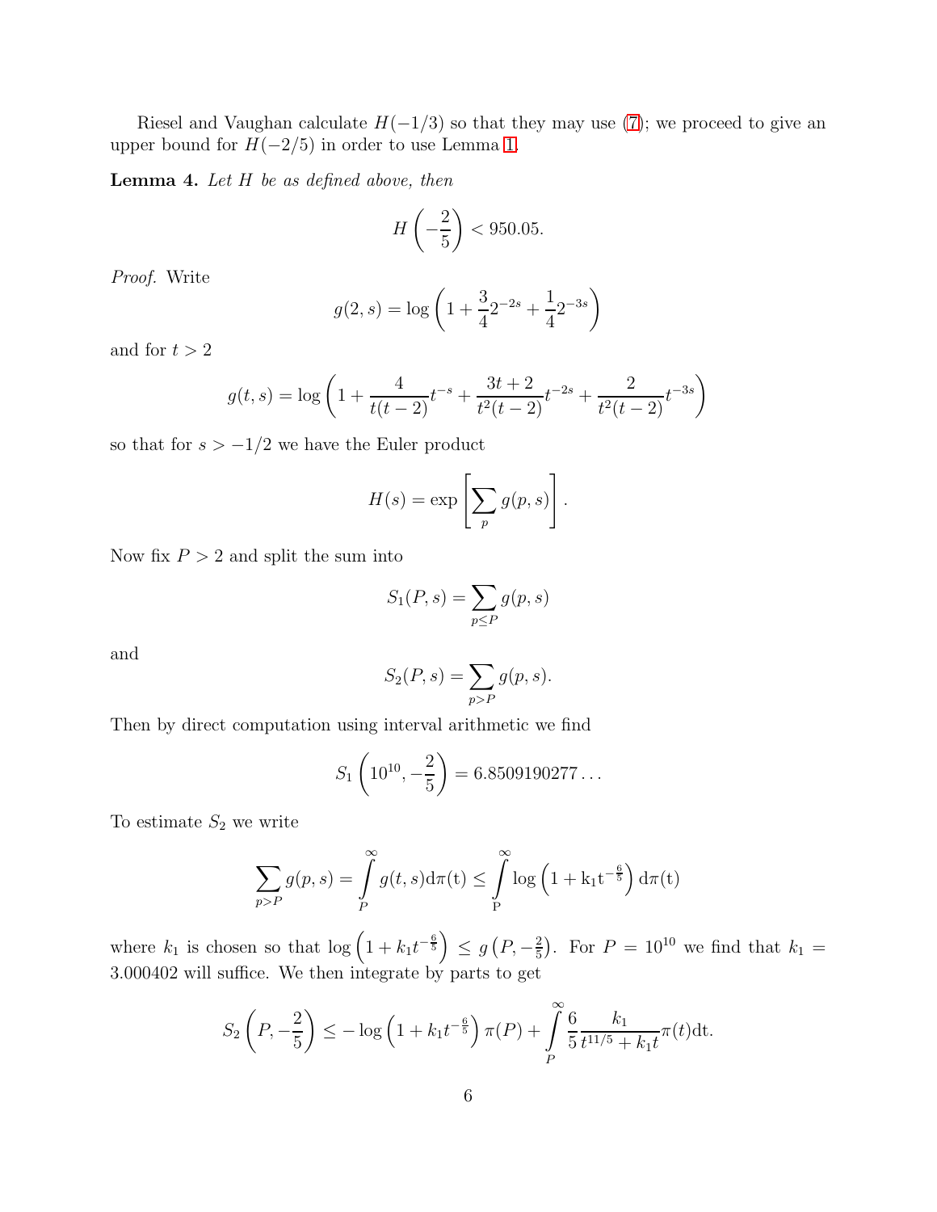Riesel and Vaughan calculate $H(-1/3)$ so that they may use (7); we proceed to give an upper bound for $H(-2/5)$ in order to use Lemma 1.

**Lemma 4.** *Let $H$ be as defined above, then*

$$H\left(-\frac{2}{5}\right) < 950.05.$$

*Proof.* Write

$$g(2,s) = \log\left(1 + \frac{3}{4}2^{-2s} + \frac{1}{4}2^{-3s}\right)$$

and for $t > 2$

$$g(t,s) = \log\left(1 + \frac{4}{t(t-2)}t^{-s} + \frac{3t+2}{t^2(t-2)}t^{-2s} + \frac{2}{t^2(t-2)}t^{-3s}\right)$$

so that for $s > -1/2$ we have the Euler product

$$H(s) = \exp\left[\sum_p g(p,s)\right].$$

Now fix $P > 2$ and split the sum into

$$S_1(P,s) = \sum_{p \le P} g(p,s)$$

and

$$S_2(P,s) = \sum_{p > P} g(p,s).$$

Then by direct computation using interval arithmetic we find

$$S_1\left(10^{10}, -\frac{2}{5}\right) = 6.8509190277\ldots$$

To estimate $S_2$ we write

$$\sum_{p>P} g(p,s) = \int_P^\infty g(t,s)\mathrm{d}\pi(\mathrm{t}) \le \int_{\mathrm{P}}^\infty \log\left(1 + \mathrm{k_1 t^{-\frac{6}{5}}}\right)\mathrm{d}\pi(\mathrm{t})$$

where $k_1$ is chosen so that $\log\left(1 + k_1 t^{-\frac{6}{5}}\right) \le g\left(P, -\frac{2}{5}\right)$. For $P = 10^{10}$ we find that $k_1 = 3.000402$ will suffice. We then integrate by parts to get

$$S_2\left(P, -\frac{2}{5}\right) \le -\log\left(1 + k_1 t^{-\frac{6}{5}}\right)\pi(P) + \int_P^\infty \frac{6}{5}\frac{k_1}{t^{11/5} + k_1 t}\pi(t)\mathrm{dt}.$$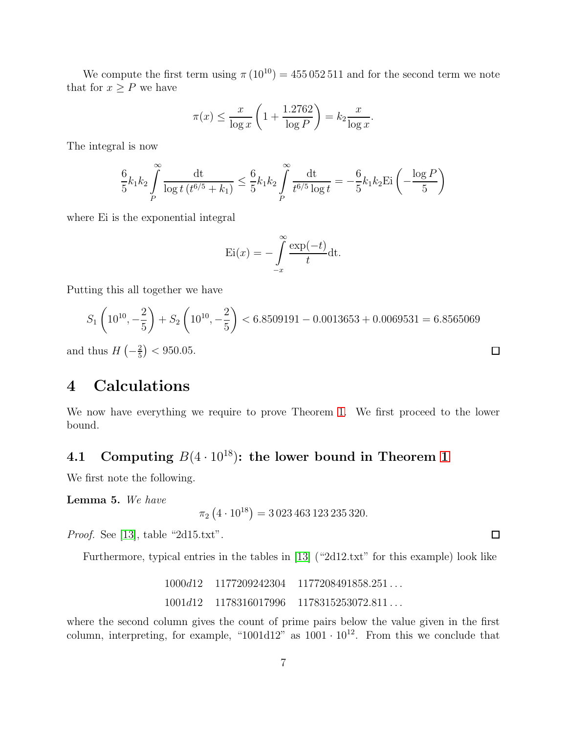We compute the first term using $\pi\left(10^{10}\right) = 455\,052\,511$ and for the second term we note that for $x \geq P$ we have

$$\pi(x) \leq \frac{x}{\log x}\left(1 + \frac{1.2762}{\log P}\right) = k_2 \frac{x}{\log x}.$$

The integral is now

$$\frac{6}{5}k_1 k_2 \int_P^\infty \frac{\mathrm{dt}}{\log t\left(t^{6/5} + k_1\right)} \leq \frac{6}{5}k_1 k_2 \int_P^\infty \frac{\mathrm{dt}}{t^{6/5}\log t} = -\frac{6}{5}k_1 k_2 \mathrm{Ei}\left(-\frac{\log P}{5}\right)$$

where Ei is the exponential integral

$$\mathrm{Ei}(x) = -\int_{-x}^\infty \frac{\exp(-t)}{t}\mathrm{dt}.$$

Putting this all together we have

$$S_1\left(10^{10}, -\frac{2}{5}\right) + S_2\left(10^{10}, -\frac{2}{5}\right) < 6.8509191 - 0.0013653 + 0.0069531 = 6.8565069$$

and thus $H\left(-\frac{2}{5}\right) < 950.05$. □

## 4 Calculations

We now have everything we require to prove Theorem 1. We first proceed to the lower bound.

### 4.1 Computing $B(4 \cdot 10^{18})$: the lower bound in Theorem 1

We first note the following.

**Lemma 5.** *We have*

$$\pi_2\left(4 \cdot 10^{18}\right) = 3\,023\,463\,123\,235\,320.$$

*Proof.* See [13], table "2d15.txt". □

Furthermore, typical entries in the tables in [13] ("2d12.txt" for this example) look like

| | | |
|---|---|---|
| 1000$d$12 | 1177209242304 | 1177208491858.251 ... |
| 1001$d$12 | 1178316017996 | 1178315253072.811 ... |

where the second column gives the count of prime pairs below the value given in the first column, interpreting, for example, "1001d12" as $1001 \cdot 10^{12}$. From this we conclude that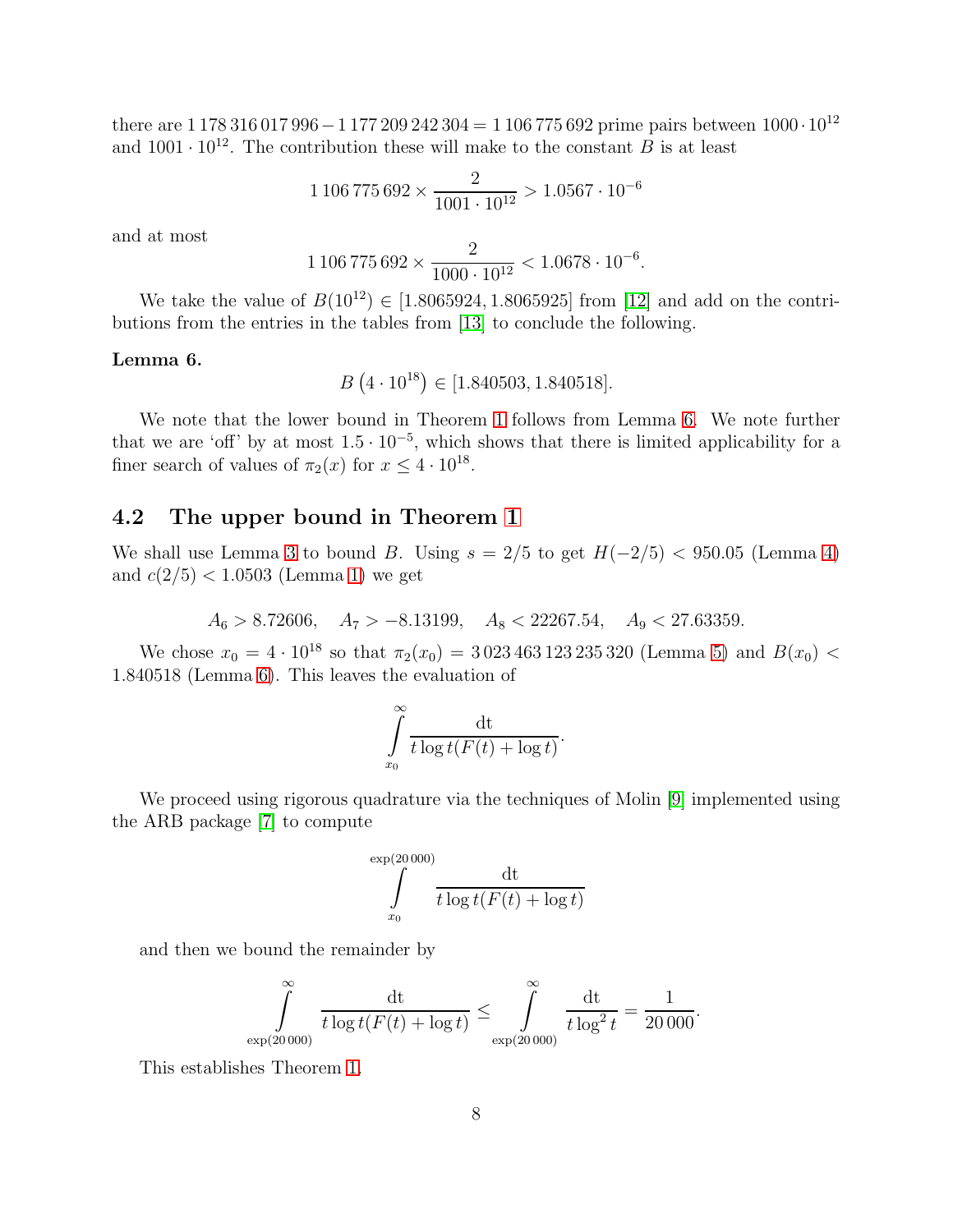there are $1\,178\,316\,017\,996 - 1\,177\,209\,242\,304 = 1\,106\,775\,692$ prime pairs between $1000 \cdot 10^{12}$ and $1001 \cdot 10^{12}$. The contribution these will make to the constant $B$ is at least

$$1\,106\,775\,692 \times \frac{2}{1001 \cdot 10^{12}} > 1.0567 \cdot 10^{-6}$$

and at most

$$1\,106\,775\,692 \times \frac{2}{1000 \cdot 10^{12}} < 1.0678 \cdot 10^{-6}.$$

We take the value of $B(10^{12}) \in [1.8065924, 1.8065925]$ from [12] and add on the contributions from the entries in the tables from [13] to conclude the following.

**Lemma 6.**

$$B\left(4 \cdot 10^{18}\right) \in [1.840503, 1.840518].$$

We note that the lower bound in Theorem 1 follows from Lemma 6. We note further that we are 'off' by at most $1.5 \cdot 10^{-5}$, which shows that there is limited applicability for a finer search of values of $\pi_2(x)$ for $x \leq 4 \cdot 10^{18}$.

## 4.2 The upper bound in Theorem 1

We shall use Lemma 3 to bound $B$. Using $s = 2/5$ to get $H(-2/5) < 950.05$ (Lemma 4) and $c(2/5) < 1.0503$ (Lemma 1) we get

$$A_6 > 8.72606, \quad A_7 > -8.13199, \quad A_8 < 22267.54, \quad A_9 < 27.63359.$$

We chose $x_0 = 4 \cdot 10^{18}$ so that $\pi_2(x_0) = 3\,023\,463\,123\,235\,320$ (Lemma 5) and $B(x_0) < 1.840518$ (Lemma 6). This leaves the evaluation of

$$\int_{x_0}^{\infty} \frac{\mathrm{d}t}{t \log t(F(t) + \log t)}.$$

We proceed using rigorous quadrature via the techniques of Molin [9] implemented using the ARB package [7] to compute

$$\int_{x_0}^{\exp(20\,000)} \frac{\mathrm{d}t}{t \log t(F(t) + \log t)}$$

and then we bound the remainder by

$$\int_{\exp(20\,000)}^{\infty} \frac{\mathrm{d}t}{t \log t(F(t) + \log t)} \leq \int_{\exp(20\,000)}^{\infty} \frac{\mathrm{d}t}{t \log^2 t} = \frac{1}{20\,000}.$$

This establishes Theorem 1.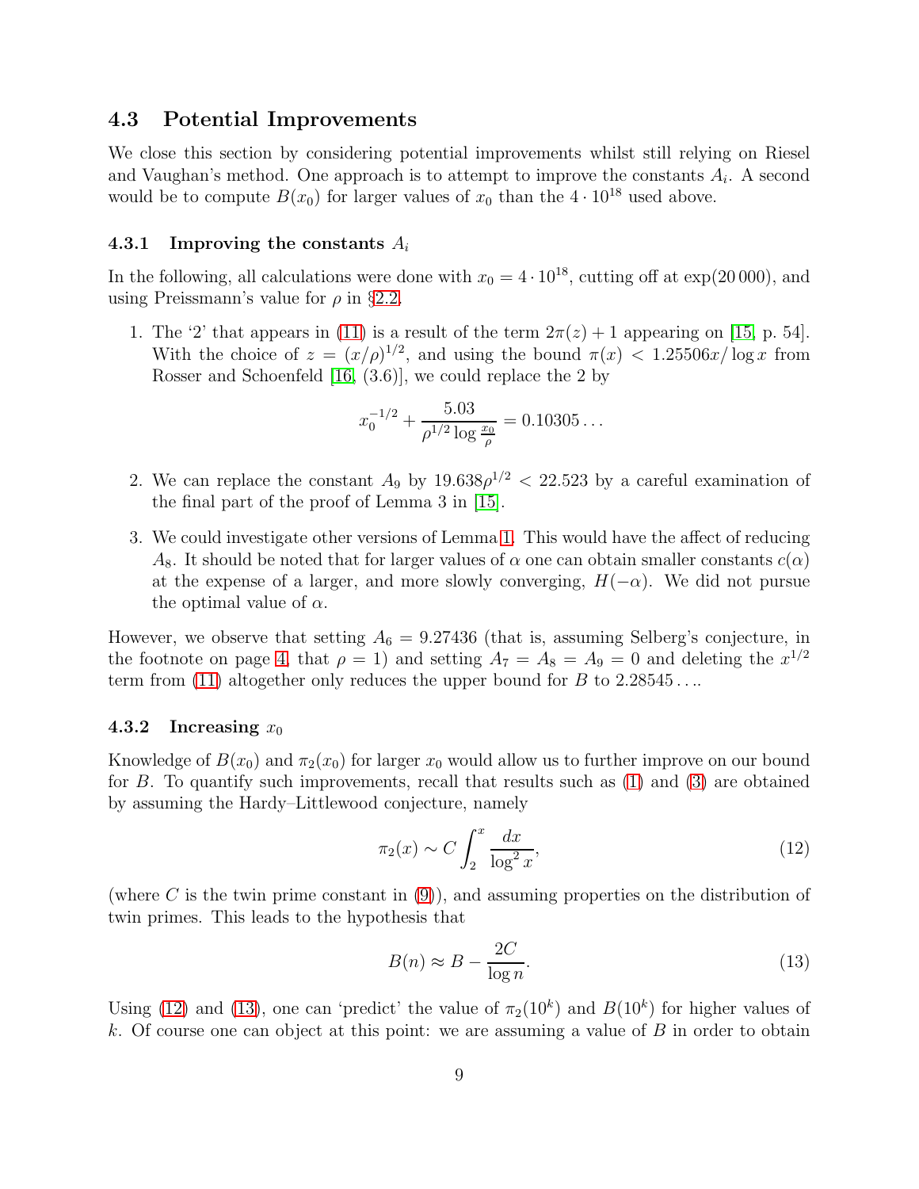### 4.3 Potential Improvements

We close this section by considering potential improvements whilst still relying on Riesel and Vaughan's method. One approach is to attempt to improve the constants $A_i$. A second would be to compute $B(x_0)$ for larger values of $x_0$ than the $4 \cdot 10^{18}$ used above.

#### 4.3.1 Improving the constants $A_i$

In the following, all calculations were done with $x_0 = 4 \cdot 10^{18}$, cutting off at $\exp(20\,000)$, and using Preissmann's value for $\rho$ in §2.2.

1. The '2' that appears in (11) is a result of the term $2\pi(z) + 1$ appearing on [15, p. 54]. With the choice of $z = (x/\rho)^{1/2}$, and using the bound $\pi(x) < 1.25506x/\log x$ from Rosser and Schoenfeld [16, (3.6)], we could replace the 2 by

$$x_0^{-1/2} + \frac{5.03}{\rho^{1/2} \log \frac{x_0}{\rho}} = 0.10305\ldots$$

2. We can replace the constant $A_9$ by $19.638\rho^{1/2} < 22.523$ by a careful examination of the final part of the proof of Lemma 3 in [15].

3. We could investigate other versions of Lemma 1. This would have the affect of reducing $A_8$. It should be noted that for larger values of $\alpha$ one can obtain smaller constants $c(\alpha)$ at the expense of a larger, and more slowly converging, $H(-\alpha)$. We did not pursue the optimal value of $\alpha$.

However, we observe that setting $A_6 = 9.27436$ (that is, assuming Selberg's conjecture, in the footnote on page 4, that $\rho = 1$) and setting $A_7 = A_8 = A_9 = 0$ and deleting the $x^{1/2}$ term from (11) altogether only reduces the upper bound for $B$ to $2.28545\ldots$.

#### 4.3.2 Increasing $x_0$

Knowledge of $B(x_0)$ and $\pi_2(x_0)$ for larger $x_0$ would allow us to further improve on our bound for $B$. To quantify such improvements, recall that results such as (1) and (3) are obtained by assuming the Hardy–Littlewood conjecture, namely

$$\pi_2(x) \sim C \int_2^x \frac{dx}{\log^2 x}, \tag{12}$$

(where $C$ is the twin prime constant in (9)), and assuming properties on the distribution of twin primes. This leads to the hypothesis that

$$B(n) \approx B - \frac{2C}{\log n}. \tag{13}$$

Using (12) and (13), one can 'predict' the value of $\pi_2(10^k)$ and $B(10^k)$ for higher values of $k$. Of course one can object at this point: we are assuming a value of $B$ in order to obtain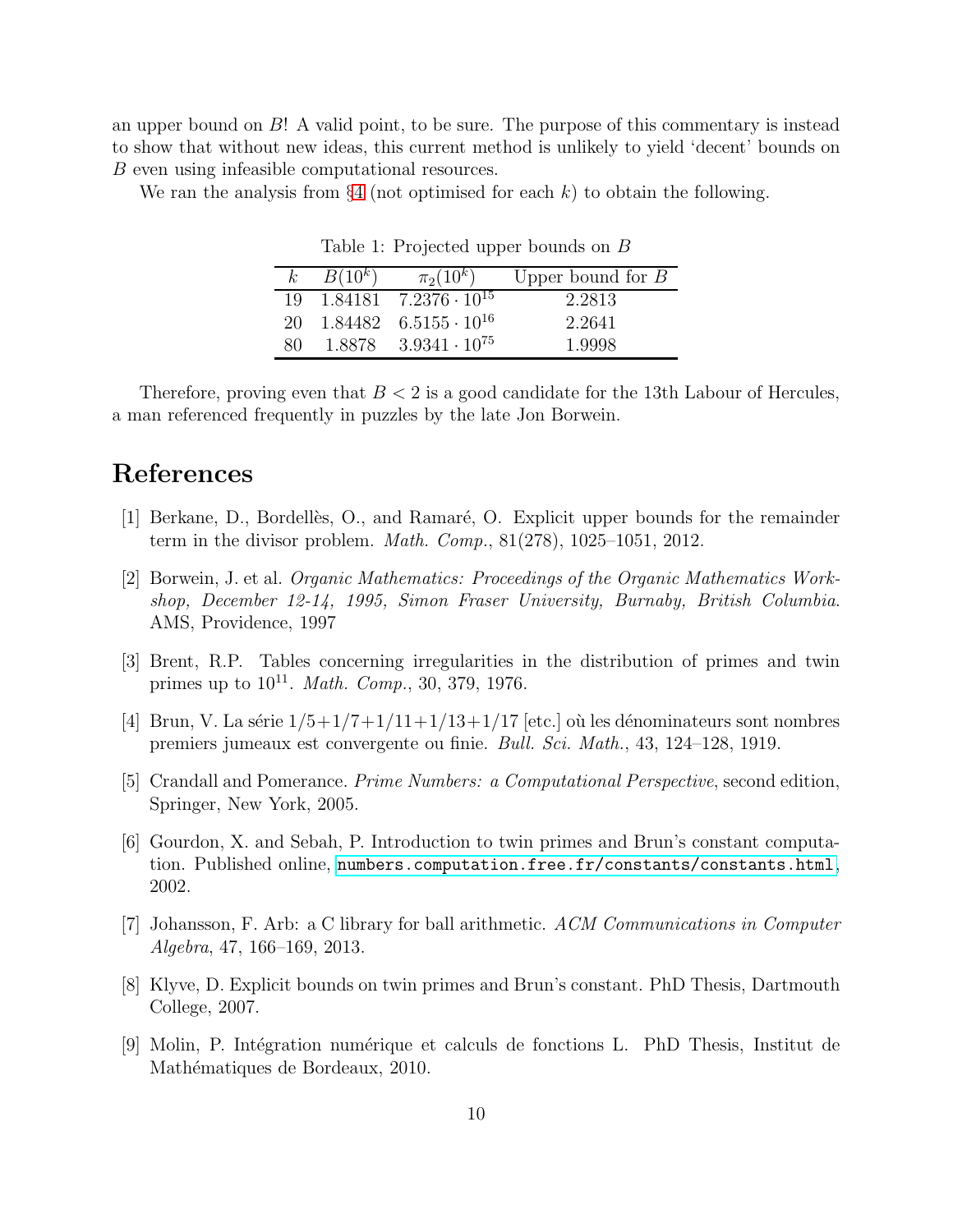an upper bound on $B$! A valid point, to be sure. The purpose of this commentary is instead to show that without new ideas, this current method is unlikely to yield 'decent' bounds on $B$ even using infeasible computational resources.

We ran the analysis from §4 (not optimised for each $k$) to obtain the following.

Table 1: Projected upper bounds on $B$

| $k$ | $B(10^k)$ | $\pi_2(10^k)$ | Upper bound for $B$ |
|---|---|---|---|
| 19 | 1.84181 | $7.2376 \cdot 10^{15}$ | 2.2813 |
| 20 | 1.84482 | $6.5155 \cdot 10^{16}$ | 2.2641 |
| 80 | 1.8878 | $3.9341 \cdot 10^{75}$ | 1.9998 |

Therefore, proving even that $B < 2$ is a good candidate for the 13th Labour of Hercules, a man referenced frequently in puzzles by the late Jon Borwein.

## References

[1] Berkane, D., Bordellès, O., and Ramaré, O. Explicit upper bounds for the remainder term in the divisor problem. *Math. Comp.*, 81(278), 1025–1051, 2012.

[2] Borwein, J. et al. *Organic Mathematics: Proceedings of the Organic Mathematics Workshop, December 12-14, 1995, Simon Fraser University, Burnaby, British Columbia.* AMS, Providence, 1997

[3] Brent, R.P. Tables concerning irregularities in the distribution of primes and twin primes up to $10^{11}$. *Math. Comp.*, 30, 379, 1976.

[4] Brun, V. La série 1/5+1/7+1/11+1/13+1/17 [etc.] où les dénominateurs sont nombres premiers jumeaux est convergente ou finie. *Bull. Sci. Math.*, 43, 124–128, 1919.

[5] Crandall and Pomerance. *Prime Numbers: a Computational Perspective*, second edition, Springer, New York, 2005.

[6] Gourdon, X. and Sebah, P. Introduction to twin primes and Brun's constant computation. Published online, numbers.computation.free.fr/constants/constants.html, 2002.

[7] Johansson, F. Arb: a C library for ball arithmetic. *ACM Communications in Computer Algebra*, 47, 166–169, 2013.

[8] Klyve, D. Explicit bounds on twin primes and Brun's constant. PhD Thesis, Dartmouth College, 2007.

[9] Molin, P. Intégration numérique et calculs de fonctions L. PhD Thesis, Institut de Mathématiques de Bordeaux, 2010.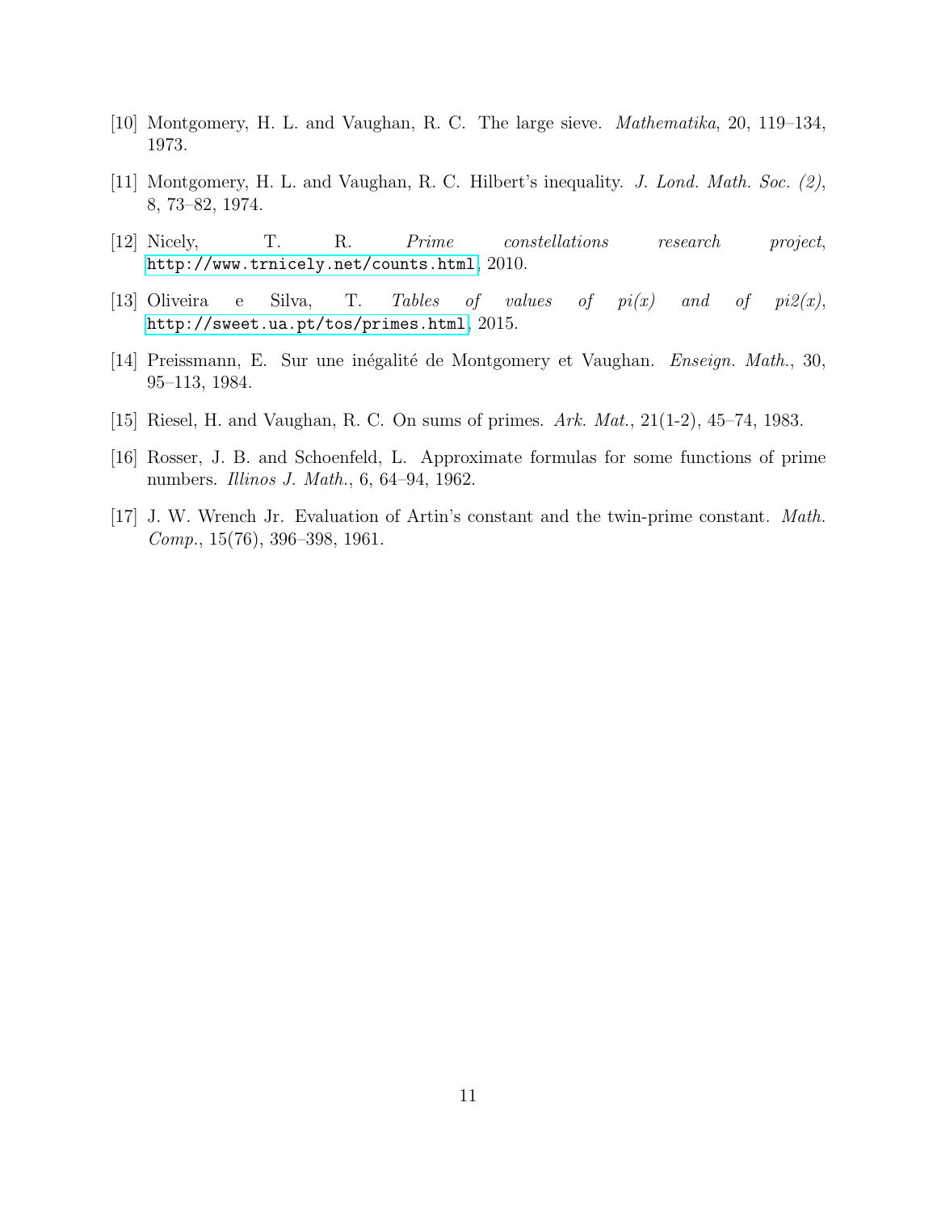[10] Montgomery, H. L. and Vaughan, R. C. The large sieve. *Mathematika*, 20, 119–134, 1973.

[11] Montgomery, H. L. and Vaughan, R. C. Hilbert's inequality. *J. Lond. Math. Soc. (2)*, 8, 73–82, 1974.

[12] Nicely, T. R. *Prime constellations research project*, http://www.trnicely.net/counts.html, 2010.

[13] Oliveira e Silva, T. *Tables of values of pi(x) and of pi2(x)*, http://sweet.ua.pt/tos/primes.html, 2015.

[14] Preissmann, E. Sur une inégalité de Montgomery et Vaughan. *Enseign. Math.*, 30, 95–113, 1984.

[15] Riesel, H. and Vaughan, R. C. On sums of primes. *Ark. Mat.*, 21(1-2), 45–74, 1983.

[16] Rosser, J. B. and Schoenfeld, L. Approximate formulas for some functions of prime numbers. *Illinos J. Math.*, 6, 64–94, 1962.

[17] J. W. Wrench Jr. Evaluation of Artin's constant and the twin-prime constant. *Math. Comp.*, 15(76), 396–398, 1961.